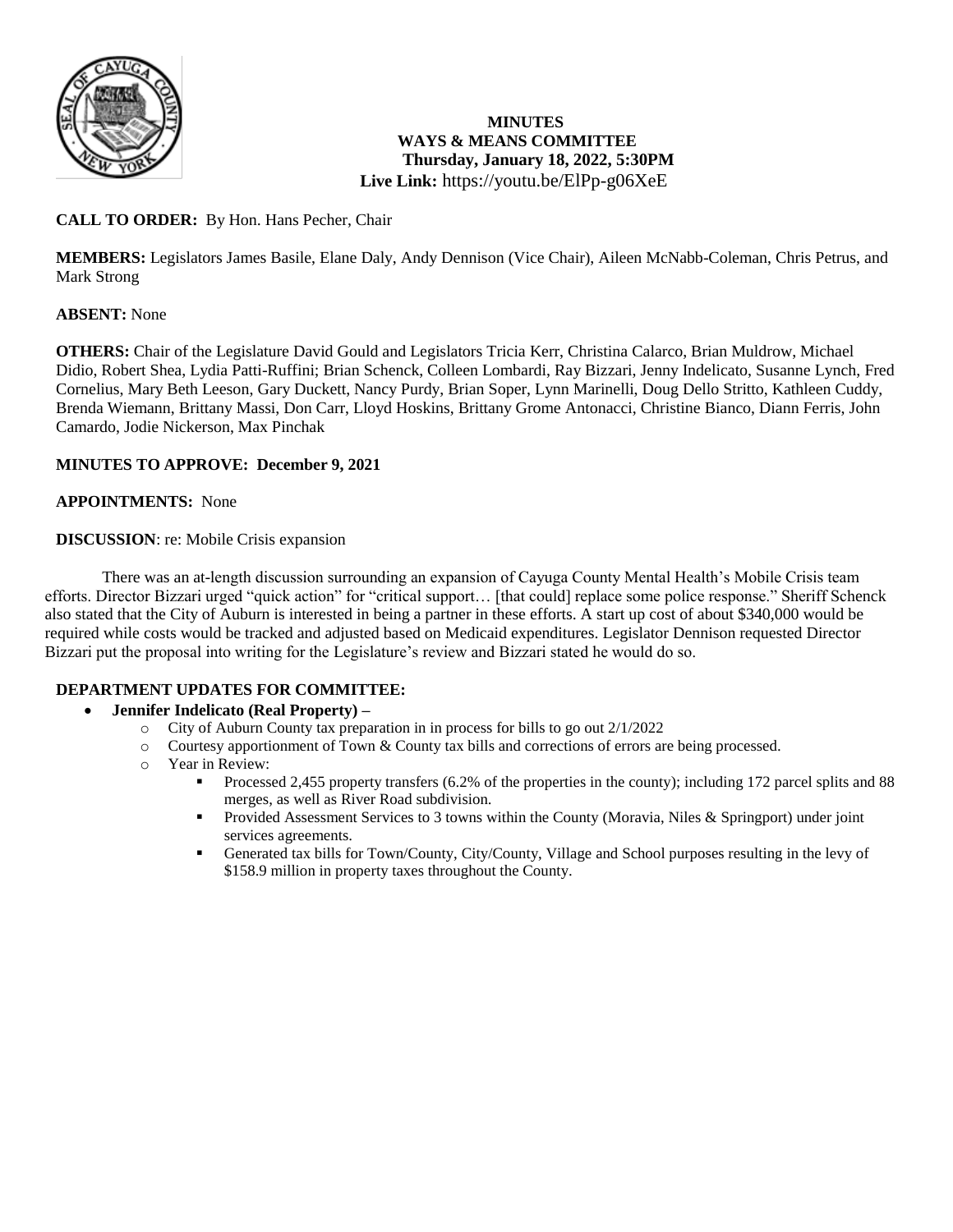# MINUTES
## WAYS & MEANS COMMITTEE
### Thursday, January 18, 2022, 5:30PM
**Live Link:** https://youtu.be/ElPp-g06XeE

**CALL TO ORDER:** By Hon. Hans Pecher, Chair

**MEMBERS:** Legislators James Basile, Elane Daly, Andy Dennison (Vice Chair), Aileen McNabb-Coleman, Chris Petrus, and Mark Strong

**ABSENT:** None

**OTHERS:** Chair of the Legislature David Gould and Legislators Tricia Kerr, Christina Calarco, Brian Muldrow, Michael Didio, Robert Shea, Lydia Patti-Ruffini; Brian Schenck, Colleen Lombardi, Ray Bizzari, Jenny Indelicato, Susanne Lynch, Fred Cornelius, Mary Beth Leeson, Gary Duckett, Nancy Purdy, Brian Soper, Lynn Marinelli, Doug Dello Stritto, Kathleen Cuddy, Brenda Wiemann, Brittany Massi, Don Carr, Lloyd Hoskins, Brittany Grome Antonacci, Christine Bianco, Diann Ferris, John Camardo, Jodie Nickerson, Max Pinchak

**MINUTES TO APPROVE: December 9, 2021**

**APPOINTMENTS:** None

**DISCUSSION**: re: Mobile Crisis expansion

There was an at-length discussion surrounding an expansion of Cayuga County Mental Health's Mobile Crisis team efforts. Director Bizzari urged "quick action" for "critical support… [that could] replace some police response." Sheriff Schenck also stated that the City of Auburn is interested in being a partner in these efforts. A start up cost of about $340,000 would be required while costs would be tracked and adjusted based on Medicaid expenditures. Legislator Dennison requested Director Bizzari put the proposal into writing for the Legislature's review and Bizzari stated he would do so.

**DEPARTMENT UPDATES FOR COMMITTEE:**

- **Jennifer Indelicato (Real Property) –**
  - City of Auburn County tax preparation in in process for bills to go out 2/1/2022
  - Courtesy apportionment of Town & County tax bills and corrections of errors are being processed.
  - Year in Review:
    - Processed 2,455 property transfers (6.2% of the properties in the county); including 172 parcel splits and 88 merges, as well as River Road subdivision.
    - Provided Assessment Services to 3 towns within the County (Moravia, Niles & Springport) under joint services agreements.
    - Generated tax bills for Town/County, City/County, Village and School purposes resulting in the levy of $158.9 million in property taxes throughout the County.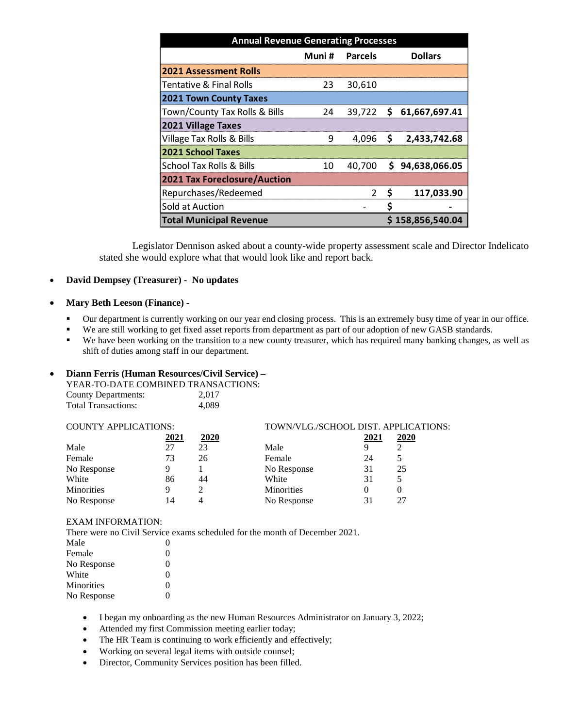| Annual Revenue Generating Processes | | | |
|---|---|---|---|
| | Muni # | Parcels | Dollars |
| **2021 Assessment Rolls** | | | |
| Tentative & Final Rolls | 23 | 30,610 | |
| **2021 Town County Taxes** | | | |
| Town/County Tax Rolls & Bills | 24 | 39,722 | $ 61,667,697.41 |
| **2021 Village Taxes** | | | |
| Village Tax Rolls & Bills | 9 | 4,096 | $ 2,433,742.68 |
| **2021 School Taxes** | | | |
| School Tax Rolls & Bills | 10 | 40,700 | $ 94,638,066.05 |
| **2021 Tax Foreclosure/Auction** | | | |
| Repurchases/Redeemed | | 2 | $ 117,033.90 |
| Sold at Auction | | - | $ - |
| **Total Municipal Revenue** | | | **$ 158,856,540.04** |

Legislator Dennison asked about a county-wide property assessment scale and Director Indelicato stated she would explore what that would look like and report back.

- **David Dempsey (Treasurer) - No updates**

- **Mary Beth Leeson (Finance) -**
  - Our department is currently working on our year end closing process. This is an extremely busy time of year in our office.
  - We are still working to get fixed asset reports from department as part of our adoption of new GASB standards.
  - We have been working on the transition to a new county treasurer, which has required many banking changes, as well as shift of duties among staff in our department.

- **Diann Ferris (Human Resources/Civil Service) –**

YEAR-TO-DATE COMBINED TRANSACTIONS:

| | |
|---|---|
| County Departments: | 2,017 |
| Total Transactions: | 4,089 |

COUNTY APPLICATIONS:

| | 2021 | 2020 |
|---|---|---|
| Male | 27 | 23 |
| Female | 73 | 26 |
| No Response | 9 | 1 |
| White | 86 | 44 |
| Minorities | 9 | 2 |
| No Response | 14 | 4 |

TOWN/VLG./SCHOOL DIST. APPLICATIONS:

| | 2021 | 2020 |
|---|---|---|
| Male | 9 | 2 |
| Female | 24 | 5 |
| No Response | 31 | 25 |
| White | 31 | 5 |
| Minorities | 0 | 0 |
| No Response | 31 | 27 |

EXAM INFORMATION:

There were no Civil Service exams scheduled for the month of December 2021.

| | |
|---|---|
| Male | 0 |
| Female | 0 |
| No Response | 0 |
| White | 0 |
| Minorities | 0 |
| No Response | 0 |

- I began my onboarding as the new Human Resources Administrator on January 3, 2022;
- Attended my first Commission meeting earlier today;
- The HR Team is continuing to work efficiently and effectively;
- Working on several legal items with outside counsel;
- Director, Community Services position has been filled.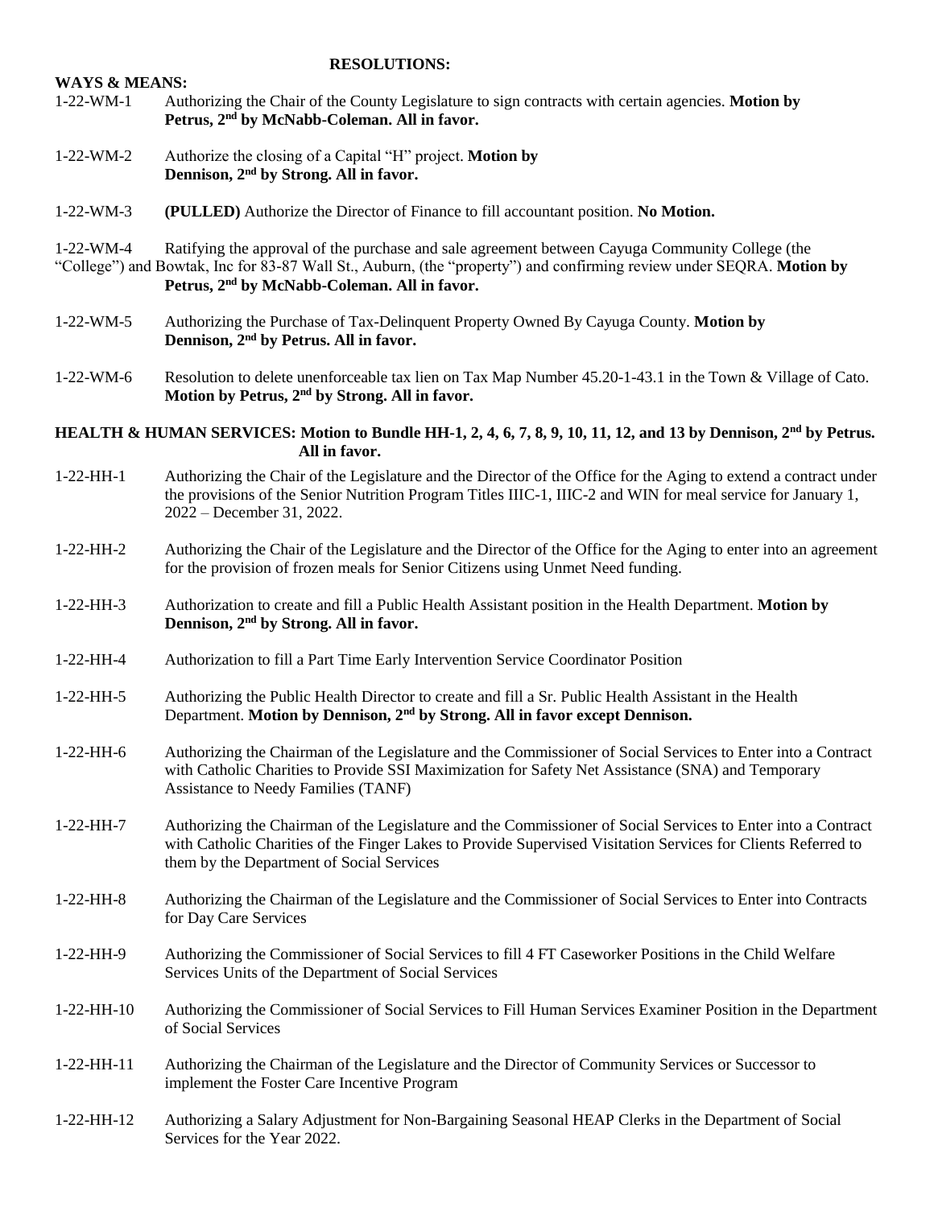**RESOLUTIONS:**

**WAYS & MEANS:**

1-22-WM-1 Authorizing the Chair of the County Legislature to sign contracts with certain agencies. **Motion by Petrus, 2nd by McNabb-Coleman. All in favor.**

1-22-WM-2 Authorize the closing of a Capital "H" project. **Motion by Dennison, 2nd by Strong. All in favor.**

1-22-WM-3 **(PULLED)** Authorize the Director of Finance to fill accountant position. **No Motion.**

1-22-WM-4 Ratifying the approval of the purchase and sale agreement between Cayuga Community College (the "College") and Bowtak, Inc for 83-87 Wall St., Auburn, (the "property") and confirming review under SEQRA. **Motion by Petrus, 2nd by McNabb-Coleman. All in favor.**

1-22-WM-5 Authorizing the Purchase of Tax-Delinquent Property Owned By Cayuga County. **Motion by Dennison, 2nd by Petrus. All in favor.**

1-22-WM-6 Resolution to delete unenforceable tax lien on Tax Map Number 45.20-1-43.1 in the Town & Village of Cato. **Motion by Petrus, 2nd by Strong. All in favor.**

**HEALTH & HUMAN SERVICES: Motion to Bundle HH-1, 2, 4, 6, 7, 8, 9, 10, 11, 12, and 13 by Dennison, 2nd by Petrus. All in favor.**

1-22-HH-1 Authorizing the Chair of the Legislature and the Director of the Office for the Aging to extend a contract under the provisions of the Senior Nutrition Program Titles IIIC-1, IIIC-2 and WIN for meal service for January 1, 2022 – December 31, 2022.

1-22-HH-2 Authorizing the Chair of the Legislature and the Director of the Office for the Aging to enter into an agreement for the provision of frozen meals for Senior Citizens using Unmet Need funding.

1-22-HH-3 Authorization to create and fill a Public Health Assistant position in the Health Department. **Motion by Dennison, 2nd by Strong. All in favor.**

1-22-HH-4 Authorization to fill a Part Time Early Intervention Service Coordinator Position

1-22-HH-5 Authorizing the Public Health Director to create and fill a Sr. Public Health Assistant in the Health Department. **Motion by Dennison, 2nd by Strong. All in favor except Dennison.**

1-22-HH-6 Authorizing the Chairman of the Legislature and the Commissioner of Social Services to Enter into a Contract with Catholic Charities to Provide SSI Maximization for Safety Net Assistance (SNA) and Temporary Assistance to Needy Families (TANF)

1-22-HH-7 Authorizing the Chairman of the Legislature and the Commissioner of Social Services to Enter into a Contract with Catholic Charities of the Finger Lakes to Provide Supervised Visitation Services for Clients Referred to them by the Department of Social Services

1-22-HH-8 Authorizing the Chairman of the Legislature and the Commissioner of Social Services to Enter into Contracts for Day Care Services

1-22-HH-9 Authorizing the Commissioner of Social Services to fill 4 FT Caseworker Positions in the Child Welfare Services Units of the Department of Social Services

1-22-HH-10 Authorizing the Commissioner of Social Services to Fill Human Services Examiner Position in the Department of Social Services

1-22-HH-11 Authorizing the Chairman of the Legislature and the Director of Community Services or Successor to implement the Foster Care Incentive Program

1-22-HH-12 Authorizing a Salary Adjustment for Non-Bargaining Seasonal HEAP Clerks in the Department of Social Services for the Year 2022.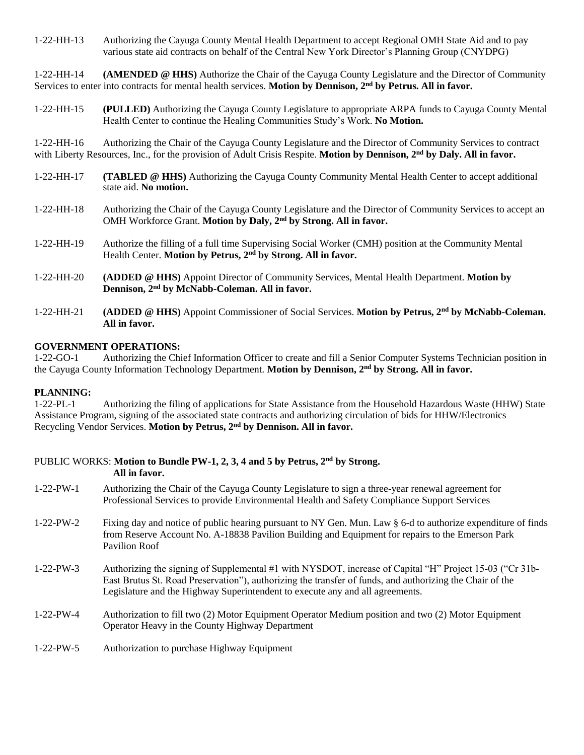1-22-HH-13 Authorizing the Cayuga County Mental Health Department to accept Regional OMH State Aid and to pay various state aid contracts on behalf of the Central New York Director's Planning Group (CNYDPG)

1-22-HH-14 **(AMENDED @ HHS)** Authorize the Chair of the Cayuga County Legislature and the Director of Community Services to enter into contracts for mental health services. **Motion by Dennison, 2nd by Petrus. All in favor.**

1-22-HH-15 **(PULLED)** Authorizing the Cayuga County Legislature to appropriate ARPA funds to Cayuga County Mental Health Center to continue the Healing Communities Study's Work. **No Motion.**

1-22-HH-16 Authorizing the Chair of the Cayuga County Legislature and the Director of Community Services to contract with Liberty Resources, Inc., for the provision of Adult Crisis Respite. **Motion by Dennison, 2nd by Daly. All in favor.**

1-22-HH-17 **(TABLED @ HHS)** Authorizing the Cayuga County Community Mental Health Center to accept additional state aid. **No motion.**

1-22-HH-18 Authorizing the Chair of the Cayuga County Legislature and the Director of Community Services to accept an OMH Workforce Grant. **Motion by Daly, 2nd by Strong. All in favor.**

1-22-HH-19 Authorize the filling of a full time Supervising Social Worker (CMH) position at the Community Mental Health Center. **Motion by Petrus, 2nd by Strong. All in favor.**

1-22-HH-20 **(ADDED @ HHS)** Appoint Director of Community Services, Mental Health Department. **Motion by Dennison, 2nd by McNabb-Coleman. All in favor.**

1-22-HH-21 **(ADDED @ HHS)** Appoint Commissioner of Social Services. **Motion by Petrus, 2nd by McNabb-Coleman. All in favor.**

**GOVERNMENT OPERATIONS:**

1-22-GO-1 Authorizing the Chief Information Officer to create and fill a Senior Computer Systems Technician position in the Cayuga County Information Technology Department. **Motion by Dennison, 2nd by Strong. All in favor.**

**PLANNING:**

1-22-PL-1 Authorizing the filing of applications for State Assistance from the Household Hazardous Waste (HHW) State Assistance Program, signing of the associated state contracts and authorizing circulation of bids for HHW/Electronics Recycling Vendor Services. **Motion by Petrus, 2nd by Dennison. All in favor.**

PUBLIC WORKS: **Motion to Bundle PW-1, 2, 3, 4 and 5 by Petrus, 2nd by Strong. All in favor.**

1-22-PW-1 Authorizing the Chair of the Cayuga County Legislature to sign a three-year renewal agreement for Professional Services to provide Environmental Health and Safety Compliance Support Services

1-22-PW-2 Fixing day and notice of public hearing pursuant to NY Gen. Mun. Law § 6-d to authorize expenditure of finds from Reserve Account No. A-18838 Pavilion Building and Equipment for repairs to the Emerson Park Pavilion Roof

1-22-PW-3 Authorizing the signing of Supplemental #1 with NYSDOT, increase of Capital "H" Project 15-03 ("Cr 31b-East Brutus St. Road Preservation"), authorizing the transfer of funds, and authorizing the Chair of the Legislature and the Highway Superintendent to execute any and all agreements.

1-22-PW-4 Authorization to fill two (2) Motor Equipment Operator Medium position and two (2) Motor Equipment Operator Heavy in the County Highway Department

1-22-PW-5 Authorization to purchase Highway Equipment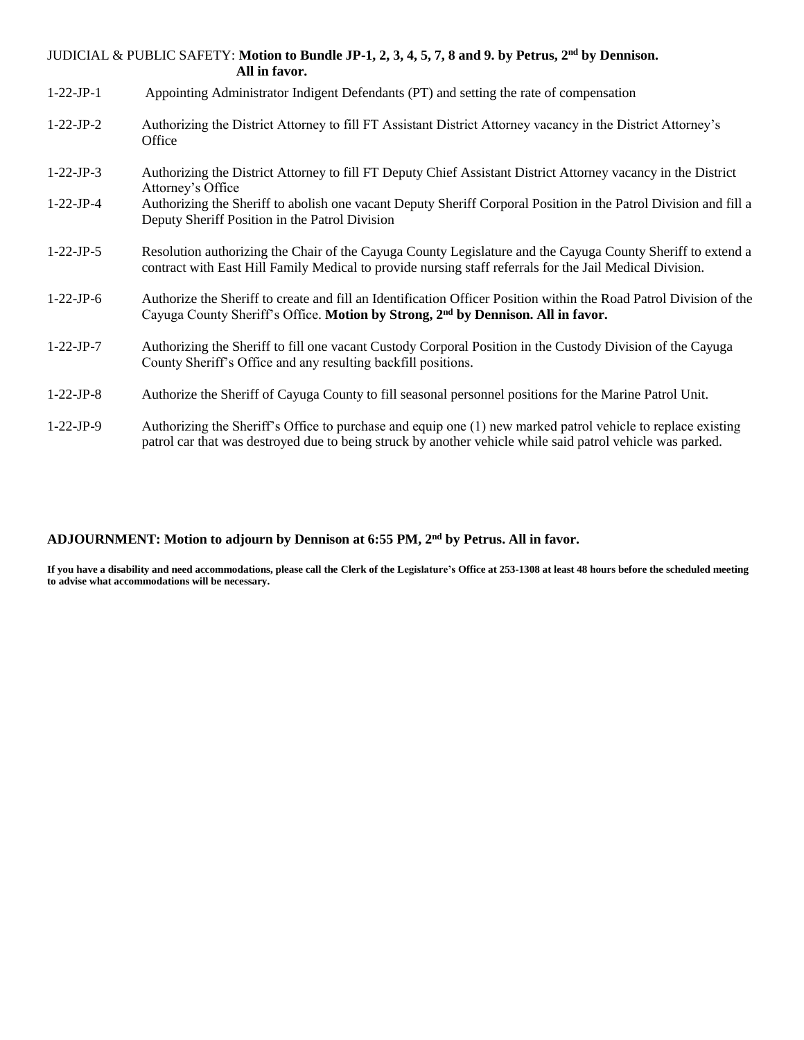JUDICIAL & PUBLIC SAFETY: **Motion to Bundle JP-1, 2, 3, 4, 5, 7, 8 and 9. by Petrus, 2nd by Dennison. All in favor.**

1-22-JP-1 Appointing Administrator Indigent Defendants (PT) and setting the rate of compensation

1-22-JP-2 Authorizing the District Attorney to fill FT Assistant District Attorney vacancy in the District Attorney's Office

1-22-JP-3 Authorizing the District Attorney to fill FT Deputy Chief Assistant District Attorney vacancy in the District Attorney's Office

1-22-JP-4 Authorizing the Sheriff to abolish one vacant Deputy Sheriff Corporal Position in the Patrol Division and fill a Deputy Sheriff Position in the Patrol Division

1-22-JP-5 Resolution authorizing the Chair of the Cayuga County Legislature and the Cayuga County Sheriff to extend a contract with East Hill Family Medical to provide nursing staff referrals for the Jail Medical Division.

1-22-JP-6 Authorize the Sheriff to create and fill an Identification Officer Position within the Road Patrol Division of the Cayuga County Sheriff's Office. **Motion by Strong, 2nd by Dennison. All in favor.**

1-22-JP-7 Authorizing the Sheriff to fill one vacant Custody Corporal Position in the Custody Division of the Cayuga County Sheriff's Office and any resulting backfill positions.

1-22-JP-8 Authorize the Sheriff of Cayuga County to fill seasonal personnel positions for the Marine Patrol Unit.

1-22-JP-9 Authorizing the Sheriff's Office to purchase and equip one (1) new marked patrol vehicle to replace existing patrol car that was destroyed due to being struck by another vehicle while said patrol vehicle was parked.

**ADJOURNMENT: Motion to adjourn by Dennison at 6:55 PM, 2nd by Petrus. All in favor.**

**If you have a disability and need accommodations, please call the Clerk of the Legislature's Office at 253-1308 at least 48 hours before the scheduled meeting to advise what accommodations will be necessary.**